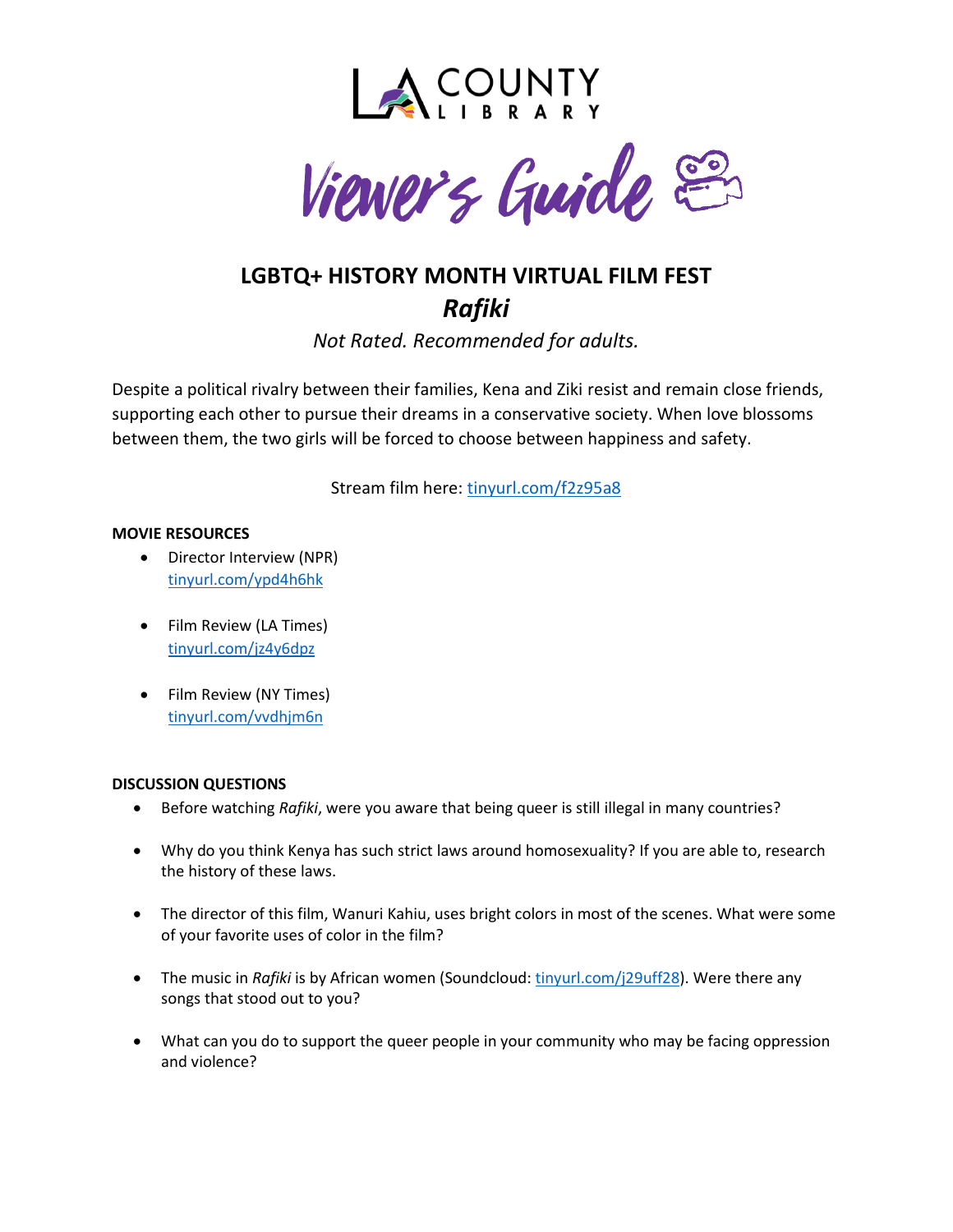LA COUNTY LIBRARY

Viewer's Guide

# LGBTQ+ HISTORY MONTH VIRTUAL FILM FEST

## *Rafiki*

*Not Rated. Recommended for adults.*

Despite a political rivalry between their families, Kena and Ziki resist and remain close friends, supporting each other to pursue their dreams in a conservative society. When love blossoms between them, the two girls will be forced to choose between happiness and safety.

Stream film here: tinyurl.com/f2z95a8

**MOVIE RESOURCES**

- Director Interview (NPR)
  tinyurl.com/ypd4h6hk
- Film Review (LA Times)
  tinyurl.com/jz4y6dpz
- Film Review (NY Times)
  tinyurl.com/vvdhjm6n

**DISCUSSION QUESTIONS**

- Before watching *Rafiki*, were you aware that being queer is still illegal in many countries?
- Why do you think Kenya has such strict laws around homosexuality? If you are able to, research the history of these laws.
- The director of this film, Wanuri Kahiu, uses bright colors in most of the scenes. What were some of your favorite uses of color in the film?
- The music in *Rafiki* is by African women (Soundcloud: tinyurl.com/j29uff28). Were there any songs that stood out to you?
- What can you do to support the queer people in your community who may be facing oppression and violence?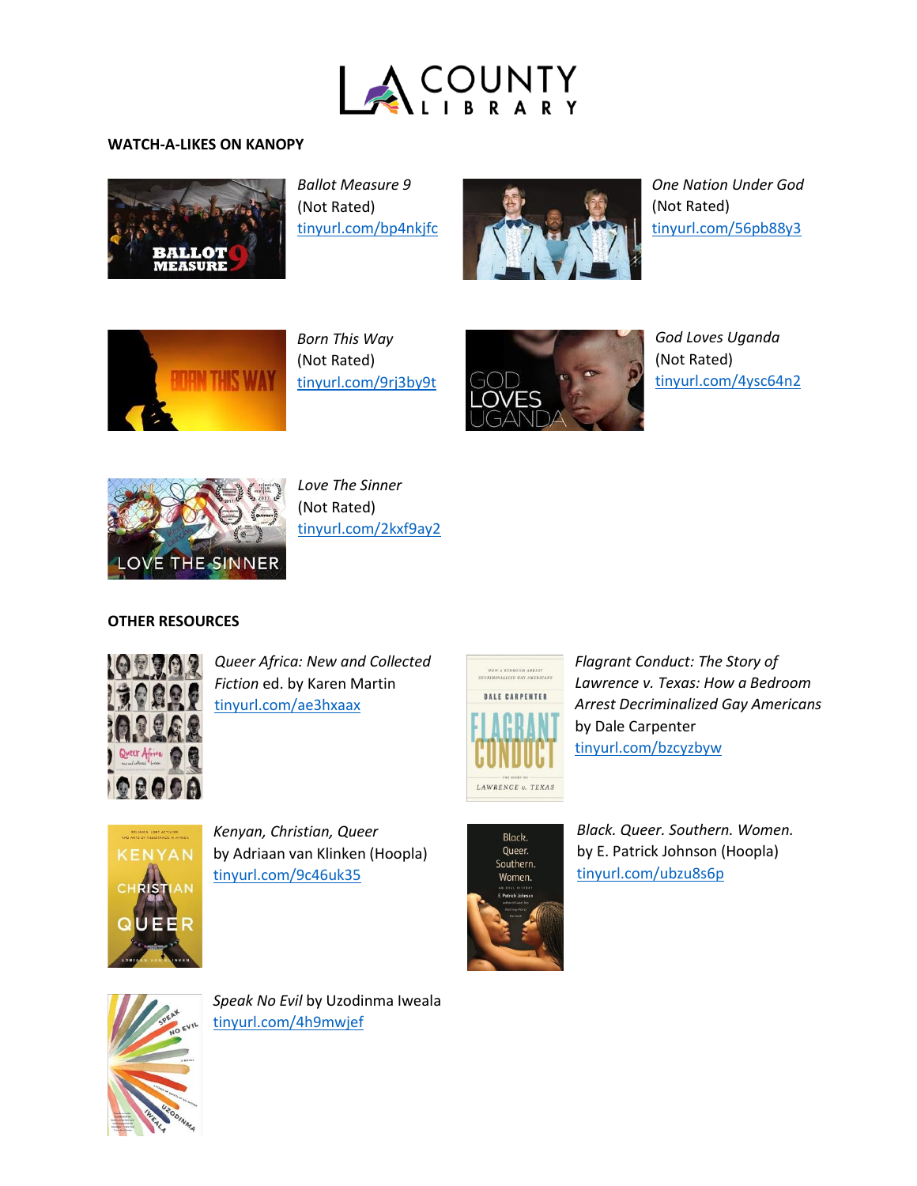## WATCH-A-LIKES ON KANOPY

*Ballot Measure 9*
(Not Rated)
tinyurl.com/bp4nkjfc

*One Nation Under God*
(Not Rated)
tinyurl.com/56pb88y3

*Born This Way*
(Not Rated)
tinyurl.com/9rj3by9t

*God Loves Uganda*
(Not Rated)
tinyurl.com/4ysc64n2

*Love The Sinner*
(Not Rated)
tinyurl.com/2kxf9ay2

## OTHER RESOURCES

*Queer Africa: New and Collected Fiction* ed. by Karen Martin
tinyurl.com/ae3hxaax

*Flagrant Conduct: The Story of Lawrence v. Texas: How a Bedroom Arrest Decriminalized Gay Americans* by Dale Carpenter
tinyurl.com/bzcyzbyw

*Kenyan, Christian, Queer* by Adriaan van Klinken (Hoopla)
tinyurl.com/9c46uk35

*Black. Queer. Southern. Women.* by E. Patrick Johnson (Hoopla)
tinyurl.com/ubzu8s6p

*Speak No Evil* by Uzodinma Iweala
tinyurl.com/4h9mwjef